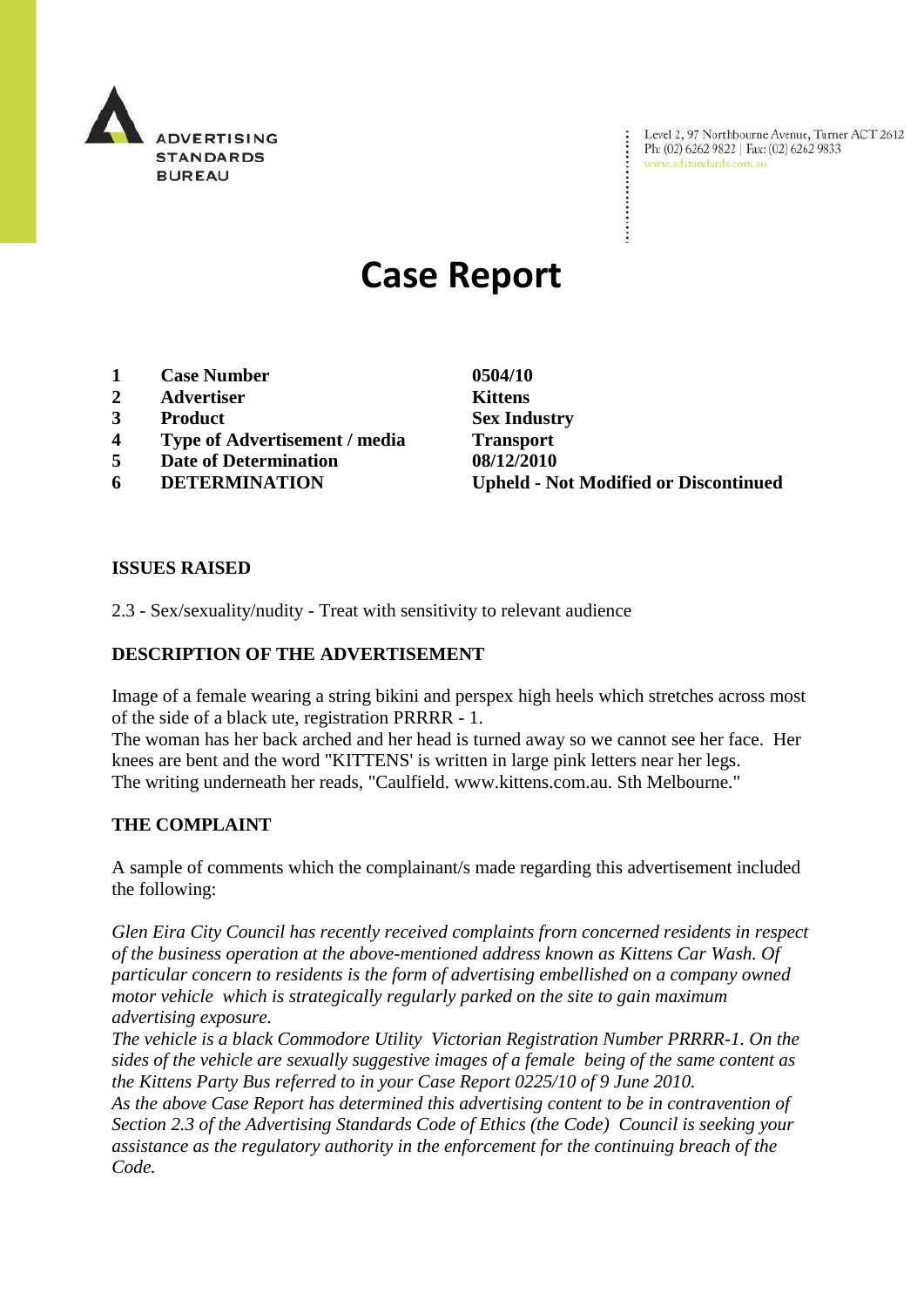ADVERTISING STANDARDS BUREAU

Level 2, 97 Northbourne Avenue, Turner ACT 2612
Ph: (02) 6262 9822 | Fax: (02) 6262 9833
www.adstandards.com.au

# Case Report

| | | |
|---|---|---|
| **1** | **Case Number** | **0504/10** |
| **2** | **Advertiser** | **Kittens** |
| **3** | **Product** | **Sex Industry** |
| **4** | **Type of Advertisement / media** | **Transport** |
| **5** | **Date of Determination** | **08/12/2010** |
| **6** | **DETERMINATION** | **Upheld - Not Modified or Discontinued** |

**ISSUES RAISED**

2.3 - Sex/sexuality/nudity - Treat with sensitivity to relevant audience

**DESCRIPTION OF THE ADVERTISEMENT**

Image of a female wearing a string bikini and perspex high heels which stretches across most of the side of a black ute, registration PRRRR - 1.
The woman has her back arched and her head is turned away so we cannot see her face. Her knees are bent and the word "KITTENS' is written in large pink letters near her legs.
The writing underneath her reads, "Caulfield. www.kittens.com.au. Sth Melbourne."

**THE COMPLAINT**

A sample of comments which the complainant/s made regarding this advertisement included the following:

*Glen Eira City Council has recently received complaints frorn concerned residents in respect of the business operation at the above-mentioned address known as Kittens Car Wash. Of particular concern to residents is the form of advertising embellished on a company owned motor vehicle which is strategically regularly parked on the site to gain maximum advertising exposure.*
*The vehicle is a black Commodore Utility Victorian Registration Number PRRRR-1. On the sides of the vehicle are sexually suggestive images of a female being of the same content as the Kittens Party Bus referred to in your Case Report 0225/10 of 9 June 2010.*
*As the above Case Report has determined this advertising content to be in contravention of Section 2.3 of the Advertising Standards Code of Ethics (the Code) Council is seeking your assistance as the regulatory authority in the enforcement for the continuing breach of the Code.*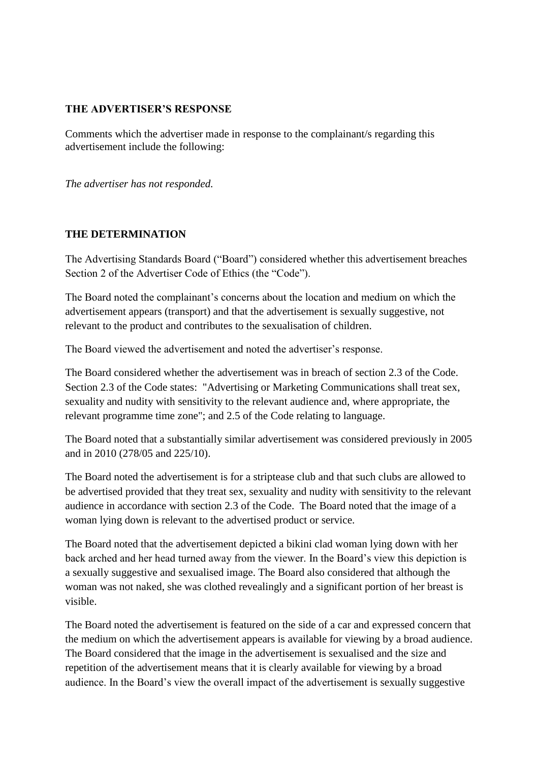**THE ADVERTISER'S RESPONSE**

Comments which the advertiser made in response to the complainant/s regarding this advertisement include the following:

*The advertiser has not responded.*

**THE DETERMINATION**

The Advertising Standards Board ("Board") considered whether this advertisement breaches Section 2 of the Advertiser Code of Ethics (the "Code").

The Board noted the complainant's concerns about the location and medium on which the advertisement appears (transport) and that the advertisement is sexually suggestive, not relevant to the product and contributes to the sexualisation of children.

The Board viewed the advertisement and noted the advertiser's response.

The Board considered whether the advertisement was in breach of section 2.3 of the Code. Section 2.3 of the Code states: "Advertising or Marketing Communications shall treat sex, sexuality and nudity with sensitivity to the relevant audience and, where appropriate, the relevant programme time zone"; and 2.5 of the Code relating to language.

The Board noted that a substantially similar advertisement was considered previously in 2005 and in 2010 (278/05 and 225/10).

The Board noted the advertisement is for a striptease club and that such clubs are allowed to be advertised provided that they treat sex, sexuality and nudity with sensitivity to the relevant audience in accordance with section 2.3 of the Code. The Board noted that the image of a woman lying down is relevant to the advertised product or service.

The Board noted that the advertisement depicted a bikini clad woman lying down with her back arched and her head turned away from the viewer. In the Board's view this depiction is a sexually suggestive and sexualised image. The Board also considered that although the woman was not naked, she was clothed revealingly and a significant portion of her breast is visible.

The Board noted the advertisement is featured on the side of a car and expressed concern that the medium on which the advertisement appears is available for viewing by a broad audience. The Board considered that the image in the advertisement is sexualised and the size and repetition of the advertisement means that it is clearly available for viewing by a broad audience. In the Board's view the overall impact of the advertisement is sexually suggestive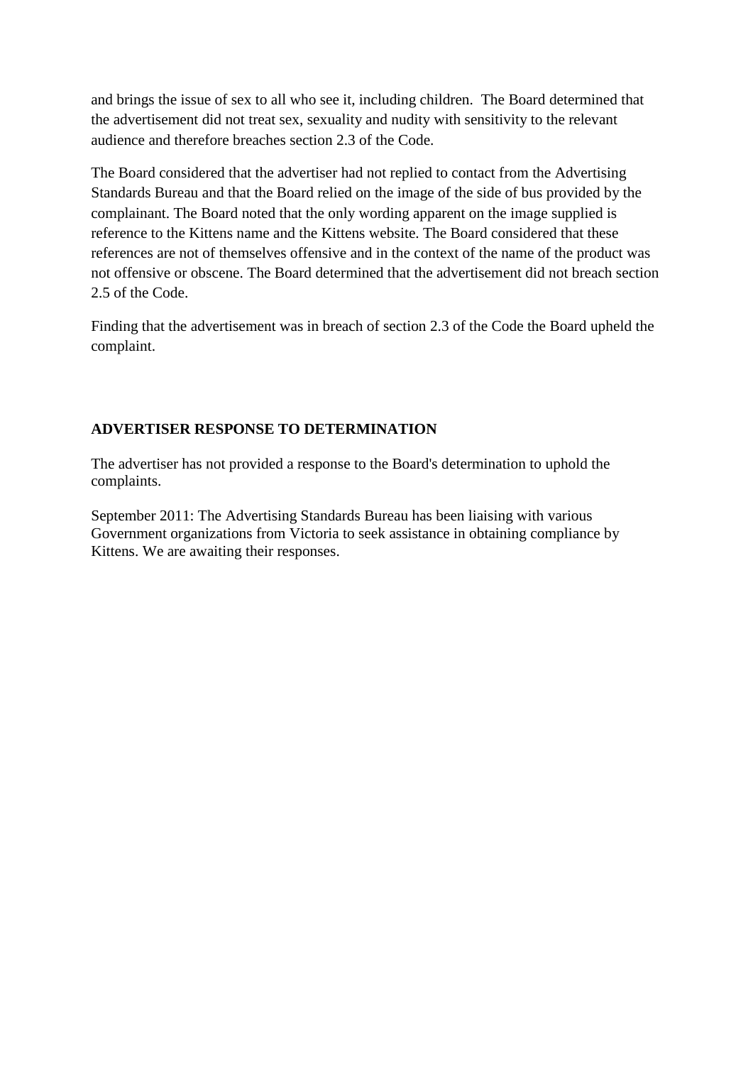and brings the issue of sex to all who see it, including children. The Board determined that the advertisement did not treat sex, sexuality and nudity with sensitivity to the relevant audience and therefore breaches section 2.3 of the Code.

The Board considered that the advertiser had not replied to contact from the Advertising Standards Bureau and that the Board relied on the image of the side of bus provided by the complainant. The Board noted that the only wording apparent on the image supplied is reference to the Kittens name and the Kittens website. The Board considered that these references are not of themselves offensive and in the context of the name of the product was not offensive or obscene. The Board determined that the advertisement did not breach section 2.5 of the Code.

Finding that the advertisement was in breach of section 2.3 of the Code the Board upheld the complaint.

**ADVERTISER RESPONSE TO DETERMINATION**

The advertiser has not provided a response to the Board's determination to uphold the complaints.

September 2011: The Advertising Standards Bureau has been liaising with various Government organizations from Victoria to seek assistance in obtaining compliance by Kittens. We are awaiting their responses.